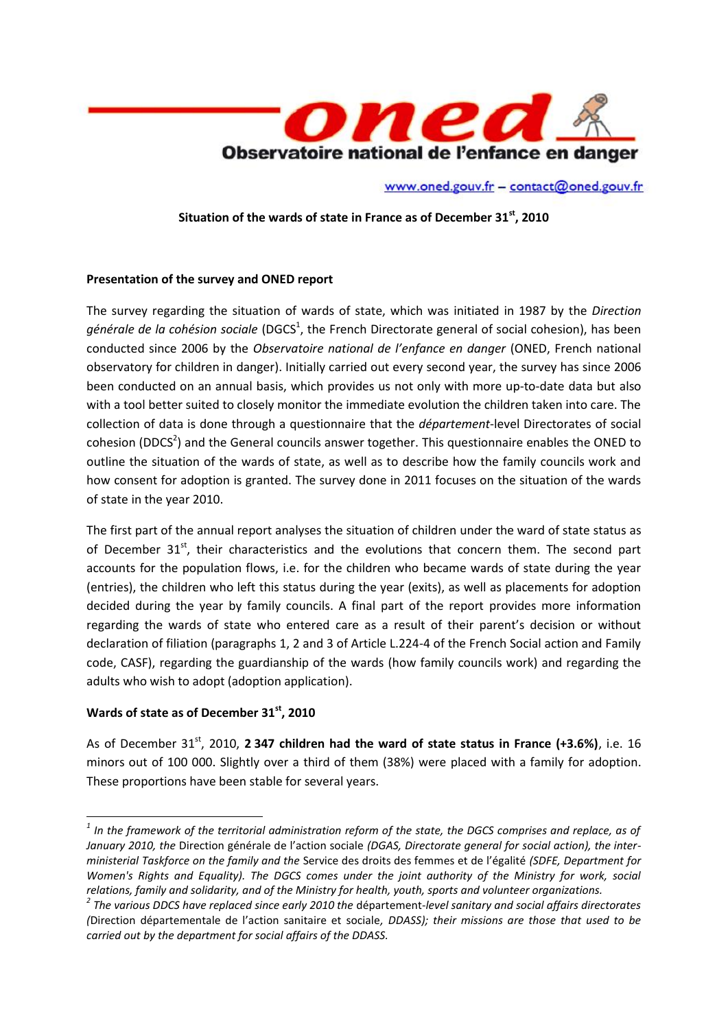**oned**

**Observatoire national de l'enfance en danger**

www.oned.gouv.fr – contact@oned.gouv.fr

# Situation of the wards of state in France as of December 31st, 2010

## Presentation of the survey and ONED report

The survey regarding the situation of wards of state, which was initiated in 1987 by the *Direction générale de la cohésion sociale* (DGCS[1], the French Directorate general of social cohesion), has been conducted since 2006 by the *Observatoire national de l'enfance en danger* (ONED, French national observatory for children in danger). Initially carried out every second year, the survey has since 2006 been conducted on an annual basis, which provides us not only with more up-to-date data but also with a tool better suited to closely monitor the immediate evolution the children taken into care. The collection of data is done through a questionnaire that the *département*-level Directorates of social cohesion (DDCS[2]) and the General councils answer together. This questionnaire enables the ONED to outline the situation of the wards of state, as well as to describe how the family councils work and how consent for adoption is granted. The survey done in 2011 focuses on the situation of the wards of state in the year 2010.

The first part of the annual report analyses the situation of children under the ward of state status as of December 31st, their characteristics and the evolutions that concern them. The second part accounts for the population flows, i.e. for the children who became wards of state during the year (entries), the children who left this status during the year (exits), as well as placements for adoption decided during the year by family councils. A final part of the report provides more information regarding the wards of state who entered care as a result of their parent's decision or without declaration of filiation (paragraphs 1, 2 and 3 of Article L.224-4 of the French Social action and Family code, CASF), regarding the guardianship of the wards (how family councils work) and regarding the adults who wish to adopt (adoption application).

## Wards of state as of December 31st, 2010

As of December 31st, 2010, **2 347 children had the ward of state status in France (+3.6%)**, i.e. 16 minors out of 100 000. Slightly over a third of them (38%) were placed with a family for adoption. These proportions have been stable for several years.

---

[1] *In the framework of the territorial administration reform of the state, the DGCS comprises and replace, as of January 2010, the* Direction générale de l'action sociale *(DGAS, Directorate general for social action), the inter-ministerial Taskforce on the family and the* Service des droits des femmes et de l'égalité *(SDFE, Department for Women's Rights and Equality). The DGCS comes under the joint authority of the Ministry for work, social relations, family and solidarity, and of the Ministry for health, youth, sports and volunteer organizations.*

[2] *The various DDCS have replaced since early 2010 the* département*-level sanitary and social affairs directorates (*Direction départementale de l'action sanitaire et sociale*, DDASS); their missions are those that used to be carried out by the department for social affairs of the DDASS.*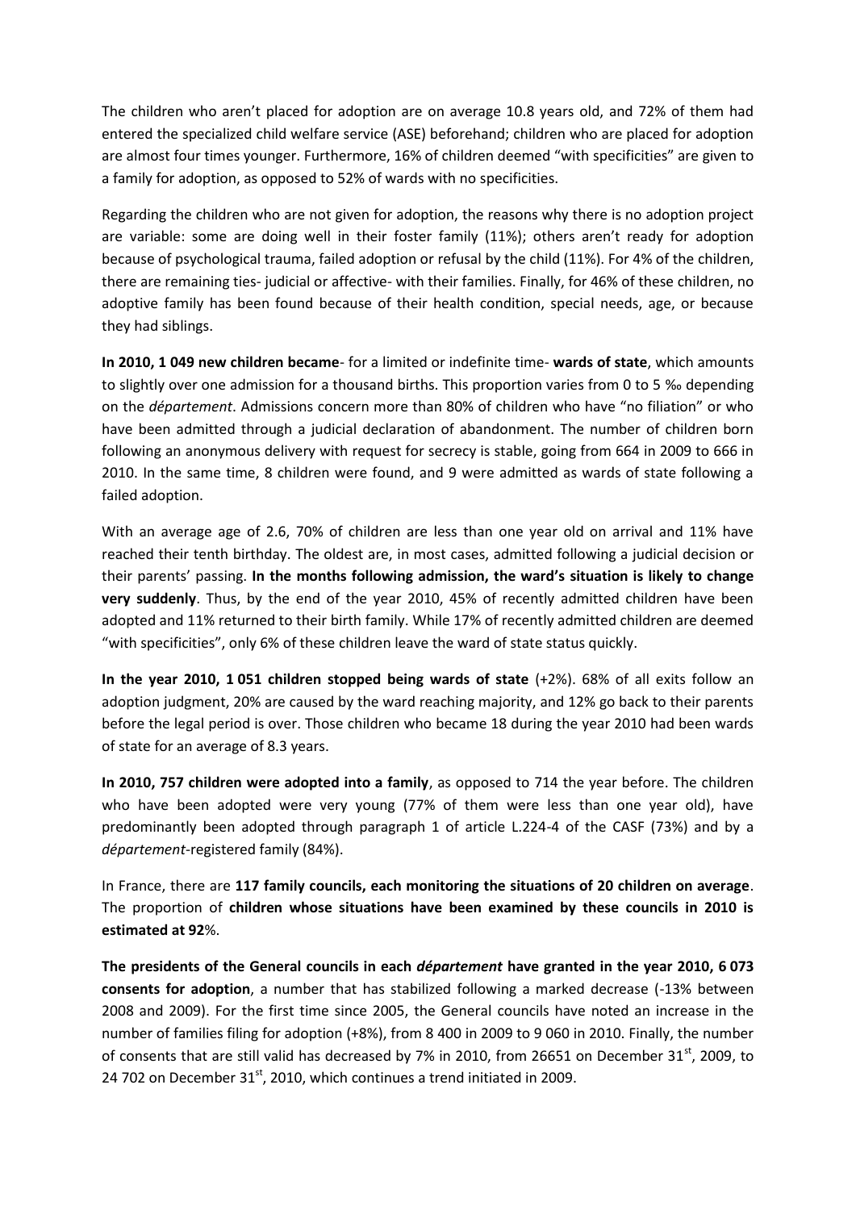The children who aren't placed for adoption are on average 10.8 years old, and 72% of them had entered the specialized child welfare service (ASE) beforehand; children who are placed for adoption are almost four times younger. Furthermore, 16% of children deemed "with specificities" are given to a family for adoption, as opposed to 52% of wards with no specificities.

Regarding the children who are not given for adoption, the reasons why there is no adoption project are variable: some are doing well in their foster family (11%); others aren't ready for adoption because of psychological trauma, failed adoption or refusal by the child (11%). For 4% of the children, there are remaining ties- judicial or affective- with their families. Finally, for 46% of these children, no adoptive family has been found because of their health condition, special needs, age, or because they had siblings.

**In 2010, 1 049 new children became**- for a limited or indefinite time- **wards of state**, which amounts to slightly over one admission for a thousand births. This proportion varies from 0 to 5 ‰ depending on the *département*. Admissions concern more than 80% of children who have "no filiation" or who have been admitted through a judicial declaration of abandonment. The number of children born following an anonymous delivery with request for secrecy is stable, going from 664 in 2009 to 666 in 2010. In the same time, 8 children were found, and 9 were admitted as wards of state following a failed adoption.

With an average age of 2.6, 70% of children are less than one year old on arrival and 11% have reached their tenth birthday. The oldest are, in most cases, admitted following a judicial decision or their parents' passing. **In the months following admission, the ward's situation is likely to change very suddenly**. Thus, by the end of the year 2010, 45% of recently admitted children have been adopted and 11% returned to their birth family. While 17% of recently admitted children are deemed "with specificities", only 6% of these children leave the ward of state status quickly.

**In the year 2010, 1 051 children stopped being wards of state** (+2%). 68% of all exits follow an adoption judgment, 20% are caused by the ward reaching majority, and 12% go back to their parents before the legal period is over. Those children who became 18 during the year 2010 had been wards of state for an average of 8.3 years.

**In 2010, 757 children were adopted into a family**, as opposed to 714 the year before. The children who have been adopted were very young (77% of them were less than one year old), have predominantly been adopted through paragraph 1 of article L.224-4 of the CASF (73%) and by a *département*-registered family (84%).

In France, there are **117 family councils, each monitoring the situations of 20 children on average**. The proportion of **children whose situations have been examined by these councils in 2010 is estimated at 92**%.

**The presidents of the General councils in each *département* have granted in the year 2010, 6 073 consents for adoption**, a number that has stabilized following a marked decrease (-13% between 2008 and 2009). For the first time since 2005, the General councils have noted an increase in the number of families filing for adoption (+8%), from 8 400 in 2009 to 9 060 in 2010. Finally, the number of consents that are still valid has decreased by 7% in 2010, from 26651 on December 31st, 2009, to 24 702 on December 31st, 2010, which continues a trend initiated in 2009.